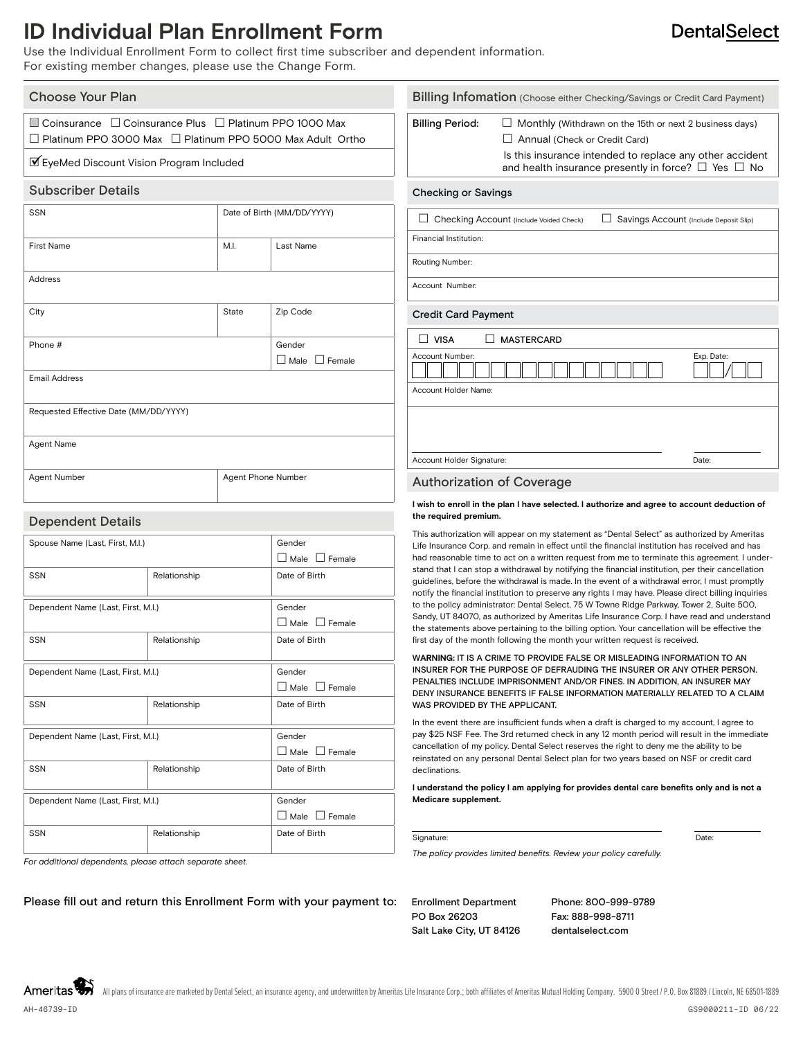# ID Individual Plan Enrollment Form

DentalSelect

Use the Individual Enrollment Form to collect first time subscriber and dependent information.
For existing member changes, please use the Change Form.

## Choose Your Plan

☐ Coinsurance ☐ Coinsurance Plus ☐ Platinum PPO 1000 Max
☐ Platinum PPO 3000 Max ☐ Platinum PPO 5000 Max Adult Ortho

☑ EyeMed Discount Vision Program Included

## Subscriber Details

| SSN | | Date of Birth (MM/DD/YYYY) |
|---|---|---|
| First Name | M.I. | Last Name |
| Address | | |
| City | State | Zip Code |
| Phone # | | Gender ☐ Male ☐ Female |
| Email Address | | |
| Requested Effective Date (MM/DD/YYYY) | | |
| Agent Name | | |
| Agent Number | | Agent Phone Number |

## Dependent Details

| Spouse Name (Last, First, M.I.) | | Gender ☐ Male ☐ Female |
|---|---|---|
| SSN | Relationship | Date of Birth |
| Dependent Name (Last, First, M.I.) | | Gender ☐ Male ☐ Female |
| SSN | Relationship | Date of Birth |
| Dependent Name (Last, First, M.I.) | | Gender ☐ Male ☐ Female |
| SSN | Relationship | Date of Birth |
| Dependent Name (Last, First, M.I.) | | Gender ☐ Male ☐ Female |
| SSN | Relationship | Date of Birth |
| Dependent Name (Last, First, M.I.) | | Gender ☐ Male ☐ Female |
| SSN | Relationship | Date of Birth |

*For additional dependents, please attach separate sheet.*

## Billing Infomation (Choose either Checking/Savings or Credit Card Payment)

Billing Period: ☐ Monthly (Withdrawn on the 15th or next 2 business days)
☐ Annual (Check or Credit Card)

Is this insurance intended to replace any other accident and health insurance presently in force? ☐ Yes ☐ No

### Checking or Savings

☐ Checking Account (Include Voided Check) ☐ Savings Account (Include Deposit Slip)

Financial Institution:

Routing Number:

Account Number:

### Credit Card Payment

☐ VISA ☐ MASTERCARD

Account Number: Exp. Date: /

Account Holder Name:

Account Holder Signature: Date:

## Authorization of Coverage

**I wish to enroll in the plan I have selected. I authorize and agree to account deduction of the required premium.**

This authorization will appear on my statement as "Dental Select" as authorized by Ameritas Life Insurance Corp. and remain in effect until the financial institution has received and has had reasonable time to act on a written request from me to terminate this agreement. I understand that I can stop a withdrawal by notifying the financial institution, per their cancellation guidelines, before the withdrawal is made. In the event of a withdrawal error, I must promptly notify the financial institution to preserve any rights I may have. Please direct billing inquiries to the policy administrator: Dental Select, 75 W Towne Ridge Parkway, Tower 2, Suite 500, Sandy, UT 84070, as authorized by Ameritas Life Insurance Corp. I have read and understand the statements above pertaining to the billing option. Your cancellation will be effective the first day of the month following the month your written request is received.

WARNING: IT IS A CRIME TO PROVIDE FALSE OR MISLEADING INFORMATION TO AN INSURER FOR THE PURPOSE OF DEFRAUDING THE INSURER OR ANY OTHER PERSON. PENALTIES INCLUDE IMPRISONMENT AND/OR FINES. IN ADDITION, AN INSURER MAY DENY INSURANCE BENEFITS IF FALSE INFORMATION MATERIALLY RELATED TO A CLAIM WAS PROVIDED BY THE APPLICANT.

In the event there are insufficient funds when a draft is charged to my account, I agree to pay $25 NSF Fee. The 3rd returned check in any 12 month period will result in the immediate cancellation of my policy. Dental Select reserves the right to deny me the ability to be reinstated on any personal Dental Select plan for two years based on NSF or credit card declinations.

**I understand the policy I am applying for provides dental care benefits only and is not a Medicare supplement.**

Signature: Date:

*The policy provides limited benefits. Review your policy carefully.*

Please fill out and return this Enrollment Form with your payment to:

Enrollment Department
PO Box 26203
Salt Lake City, UT 84126

Phone: 800-999-9789
Fax: 888-998-8711
dentalselect.com

Ameritas — All plans of insurance are marketed by Dental Select, an insurance agency, and underwritten by Ameritas Life Insurance Corp.; both affiliates of Ameritas Mutual Holding Company. 5900 O Street / P.O. Box 81889 / Lincoln, NE 68501-1889

AH-46739-ID GS9000211-ID 06/22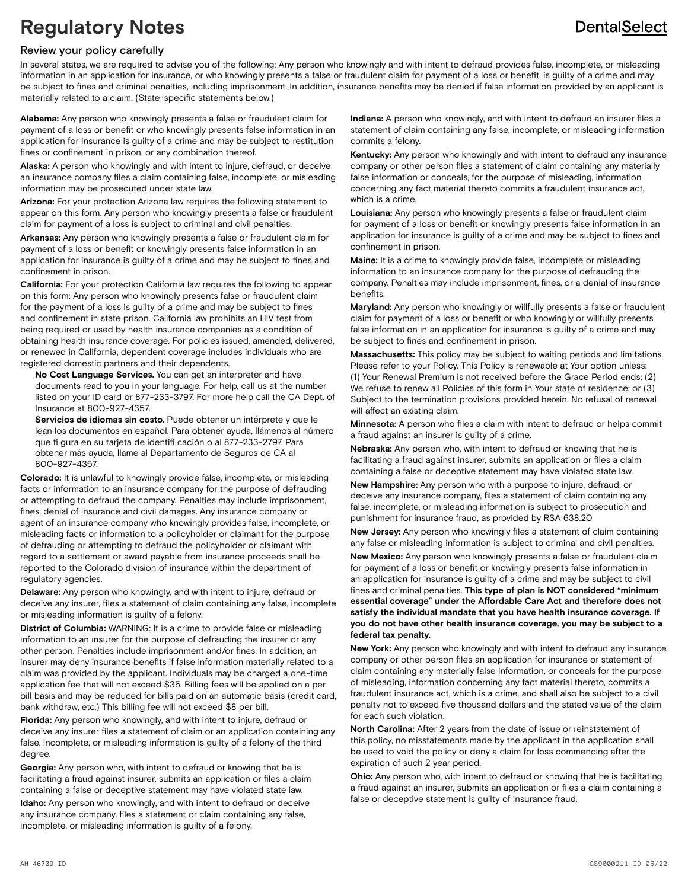# Regulatory Notes

DentalSelect

## Review your policy carefully

In several states, we are required to advise you of the following: Any person who knowingly and with intent to defraud provides false, incomplete, or misleading information in an application for insurance, or who knowingly presents a false or fraudulent claim for payment of a loss or benefit, is guilty of a crime and may be subject to fines and criminal penalties, including imprisonment. In addition, insurance benefits may be denied if false information provided by an applicant is materially related to a claim. (State-specific statements below.)

**Alabama:** Any person who knowingly presents a false or fraudulent claim for payment of a loss or benefit or who knowingly presents false information in an application for insurance is guilty of a crime and may be subject to restitution fines or confinement in prison, or any combination thereof.

**Alaska:** A person who knowingly and with intent to injure, defraud, or deceive an insurance company files a claim containing false, incomplete, or misleading information may be prosecuted under state law.

**Arizona:** For your protection Arizona law requires the following statement to appear on this form. Any person who knowingly presents a false or fraudulent claim for payment of a loss is subject to criminal and civil penalties.

**Arkansas:** Any person who knowingly presents a false or fraudulent claim for payment of a loss or benefit or knowingly presents false information in an application for insurance is guilty of a crime and may be subject to fines and confinement in prison.

**California:** For your protection California law requires the following to appear on this form: Any person who knowingly presents false or fraudulent claim for the payment of a loss is guilty of a crime and may be subject to fines and confinement in state prison. California law prohibits an HIV test from being required or used by health insurance companies as a condition of obtaining health insurance coverage. For policies issued, amended, delivered, or renewed in California, dependent coverage includes individuals who are registered domestic partners and their dependents.

**No Cost Language Services.** You can get an interpreter and have documents read to you in your language. For help, call us at the number listed on your ID card or 877-233-3797. For more help call the CA Dept. of Insurance at 800-927-4357.

**Servicios de idiomas sin costo.** Puede obtener un intérprete y que le lean los documentos en español. Para obtener ayuda, llámenos al número que fi gura en su tarjeta de identifi cación o al 877-233-2797. Para obtener más ayuda, llame al Departamento de Seguros de CA al 800-927-4357.

**Colorado:** It is unlawful to knowingly provide false, incomplete, or misleading facts or information to an insurance company for the purpose of defrauding or attempting to defraud the company. Penalties may include imprisonment, fines, denial of insurance and civil damages. Any insurance company or agent of an insurance company who knowingly provides false, incomplete, or misleading facts or information to a policyholder or claimant for the purpose of defrauding or attempting to defraud the policyholder or claimant with regard to a settlement or award payable from insurance proceeds shall be reported to the Colorado division of insurance within the department of regulatory agencies.

**Delaware:** Any person who knowingly, and with intent to injure, defraud or deceive any insurer, files a statement of claim containing any false, incomplete or misleading information is guilty of a felony.

**District of Columbia:** WARNING: It is a crime to provide false or misleading information to an insurer for the purpose of defrauding the insurer or any other person. Penalties include imprisonment and/or fines. In addition, an insurer may deny insurance benefits if false information materially related to a claim was provided by the applicant. Individuals may be charged a one-time application fee that will not exceed $35. Billing fees will be applied on a per bill basis and may be reduced for bills paid on an automatic basis (credit card, bank withdraw, etc.) This billing fee will not exceed $8 per bill.

**Florida:** Any person who knowingly, and with intent to injure, defraud or deceive any insurer files a statement of claim or an application containing any false, incomplete, or misleading information is guilty of a felony of the third degree.

**Georgia:** Any person who, with intent to defraud or knowing that he is facilitating a fraud against insurer, submits an application or files a claim containing a false or deceptive statement may have violated state law.

**Idaho:** Any person who knowingly, and with intent to defraud or deceive any insurance company, files a statement or claim containing any false, incomplete, or misleading information is guilty of a felony.

**Indiana:** A person who knowingly, and with intent to defraud an insurer files a statement of claim containing any false, incomplete, or misleading information commits a felony.

**Kentucky:** Any person who knowingly and with intent to defraud any insurance company or other person files a statement of claim containing any materially false information or conceals, for the purpose of misleading, information concerning any fact material thereto commits a fraudulent insurance act, which is a crime.

**Louisiana:** Any person who knowingly presents a false or fraudulent claim for payment of a loss or benefit or knowingly presents false information in an application for insurance is guilty of a crime and may be subject to fines and confinement in prison.

**Maine:** It is a crime to knowingly provide false, incomplete or misleading information to an insurance company for the purpose of defrauding the company. Penalties may include imprisonment, fines, or a denial of insurance benefits.

**Maryland:** Any person who knowingly or willfully presents a false or fraudulent claim for payment of a loss or benefit or who knowingly or willfully presents false information in an application for insurance is guilty of a crime and may be subject to fines and confinement in prison.

**Massachusetts:** This policy may be subject to waiting periods and limitations. Please refer to your Policy. This Policy is renewable at Your option unless: (1) Your Renewal Premium is not received before the Grace Period ends; (2) We refuse to renew all Policies of this form in Your state of residence; or (3) Subject to the termination provisions provided herein. No refusal of renewal will affect an existing claim.

**Minnesota:** A person who files a claim with intent to defraud or helps commit a fraud against an insurer is guilty of a crime.

**Nebraska:** Any person who, with intent to defraud or knowing that he is facilitating a fraud against insurer, submits an application or files a claim containing a false or deceptive statement may have violated state law.

**New Hampshire:** Any person who with a purpose to injure, defraud, or deceive any insurance company, files a statement of claim containing any false, incomplete, or misleading information is subject to prosecution and punishment for insurance fraud, as provided by RSA 638.20

**New Jersey:** Any person who knowingly files a statement of claim containing any false or misleading information is subject to criminal and civil penalties.

**New Mexico:** Any person who knowingly presents a false or fraudulent claim for payment of a loss or benefit or knowingly presents false information in an application for insurance is guilty of a crime and may be subject to civil fines and criminal penalties. **This type of plan is NOT considered "minimum essential coverage" under the Affordable Care Act and therefore does not satisfy the individual mandate that you have health insurance coverage. If you do not have other health insurance coverage, you may be subject to a federal tax penalty.**

**New York:** Any person who knowingly and with intent to defraud any insurance company or other person files an application for insurance or statement of claim containing any materially false information, or conceals for the purpose of misleading, information concerning any fact material thereto, commits a fraudulent insurance act, which is a crime, and shall also be subject to a civil penalty not to exceed five thousand dollars and the stated value of the claim for each such violation.

**North Carolina:** After 2 years from the date of issue or reinstatement of this policy, no misstatements made by the applicant in the application shall be used to void the policy or deny a claim for loss commencing after the expiration of such 2 year period.

**Ohio:** Any person who, with intent to defraud or knowing that he is facilitating a fraud against an insurer, submits an application or files a claim containing a false or deceptive statement is guilty of insurance fraud.

AH-46739-ID GS9000211-ID 06/22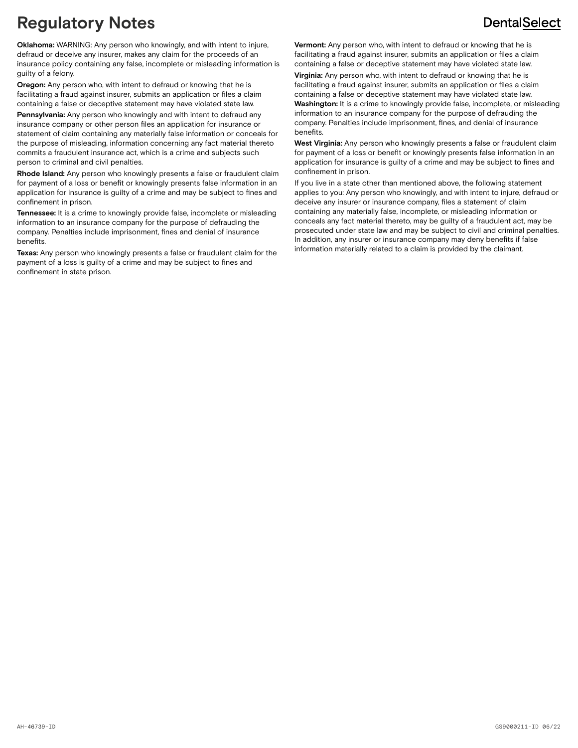# Regulatory Notes

**Oklahoma:** WARNING: Any person who knowingly, and with intent to injure, defraud or deceive any insurer, makes any claim for the proceeds of an insurance policy containing any false, incomplete or misleading information is guilty of a felony.

**Oregon:** Any person who, with intent to defraud or knowing that he is facilitating a fraud against insurer, submits an application or files a claim containing a false or deceptive statement may have violated state law.

**Pennsylvania:** Any person who knowingly and with intent to defraud any insurance company or other person files an application for insurance or statement of claim containing any materially false information or conceals for the purpose of misleading, information concerning any fact material thereto commits a fraudulent insurance act, which is a crime and subjects such person to criminal and civil penalties.

**Rhode Island:** Any person who knowingly presents a false or fraudulent claim for payment of a loss or benefit or knowingly presents false information in an application for insurance is guilty of a crime and may be subject to fines and confinement in prison.

**Tennessee:** It is a crime to knowingly provide false, incomplete or misleading information to an insurance company for the purpose of defrauding the company. Penalties include imprisonment, fines and denial of insurance benefits.

**Texas:** Any person who knowingly presents a false or fraudulent claim for the payment of a loss is guilty of a crime and may be subject to fines and confinement in state prison.

**Vermont:** Any person who, with intent to defraud or knowing that he is facilitating a fraud against insurer, submits an application or files a claim containing a false or deceptive statement may have violated state law.

**Virginia:** Any person who, with intent to defraud or knowing that he is facilitating a fraud against insurer, submits an application or files a claim containing a false or deceptive statement may have violated state law.

**Washington:** It is a crime to knowingly provide false, incomplete, or misleading information to an insurance company for the purpose of defrauding the company. Penalties include imprisonment, fines, and denial of insurance benefits.

**West Virginia:** Any person who knowingly presents a false or fraudulent claim for payment of a loss or benefit or knowingly presents false information in an application for insurance is guilty of a crime and may be subject to fines and confinement in prison.

If you live in a state other than mentioned above, the following statement applies to you: Any person who knowingly, and with intent to injure, defraud or deceive any insurer or insurance company, files a statement of claim containing any materially false, incomplete, or misleading information or conceals any fact material thereto, may be guilty of a fraudulent act, may be prosecuted under state law and may be subject to civil and criminal penalties. In addition, any insurer or insurance company may deny benefits if false information materially related to a claim is provided by the claimant.

AH-46739-ID

GS9000211-ID 06/22